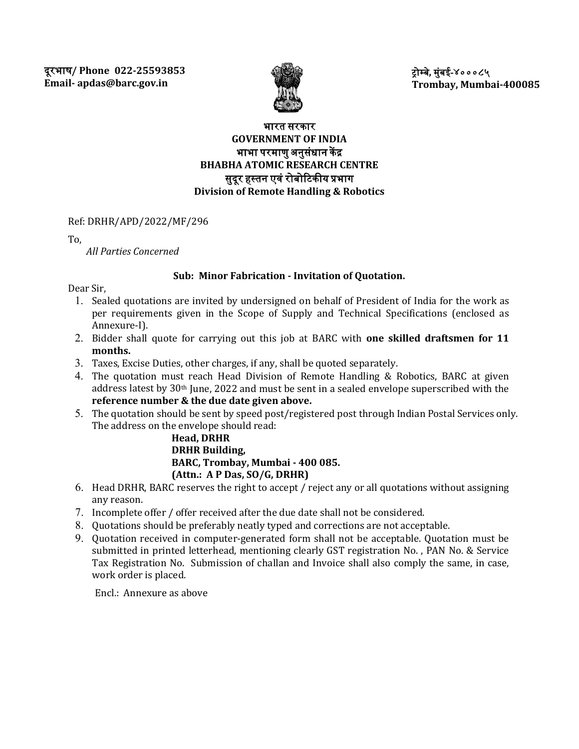दूरभाष/ Phone 022-25593853
Email- apdas@barc.gov.in

ट्रोम्बे, मुंबई-४०००८५
Trombay, Mumbai-400085

**भारत सरकार**
**GOVERNMENT OF INDIA**
**भाभा परमाणु अनुसंधान केंद्र**
**BHABHA ATOMIC RESEARCH CENTRE**
**सुदूर हस्तन एवं रोबोटिकीय प्रभाग**
**Division of Remote Handling & Robotics**

Ref: DRHR/APD/2022/MF/296

To,
*All Parties Concerned*

**Sub: Minor Fabrication - Invitation of Quotation.**

Dear Sir,

1. Sealed quotations are invited by undersigned on behalf of President of India for the work as per requirements given in the Scope of Supply and Technical Specifications (enclosed as Annexure-I).
2. Bidder shall quote for carrying out this job at BARC with **one skilled draftsmen for 11 months.**
3. Taxes, Excise Duties, other charges, if any, shall be quoted separately.
4. The quotation must reach Head Division of Remote Handling & Robotics, BARC at given address latest by 30th June, 2022 and must be sent in a sealed envelope superscribed with the **reference number & the due date given above.**
5. The quotation should be sent by speed post/registered post through Indian Postal Services only. The address on the envelope should read:

   **Head, DRHR**
   **DRHR Building,**
   **BARC, Trombay, Mumbai - 400 085.**
   **(Attn.: A P Das, SO/G, DRHR)**
6. Head DRHR, BARC reserves the right to accept / reject any or all quotations without assigning any reason.
7. Incomplete offer / offer received after the due date shall not be considered.
8. Quotations should be preferably neatly typed and corrections are not acceptable.
9. Quotation received in computer-generated form shall not be acceptable. Quotation must be submitted in printed letterhead, mentioning clearly GST registration No. , PAN No. & Service Tax Registration No. Submission of challan and Invoice shall also comply the same, in case, work order is placed.

Encl.: Annexure as above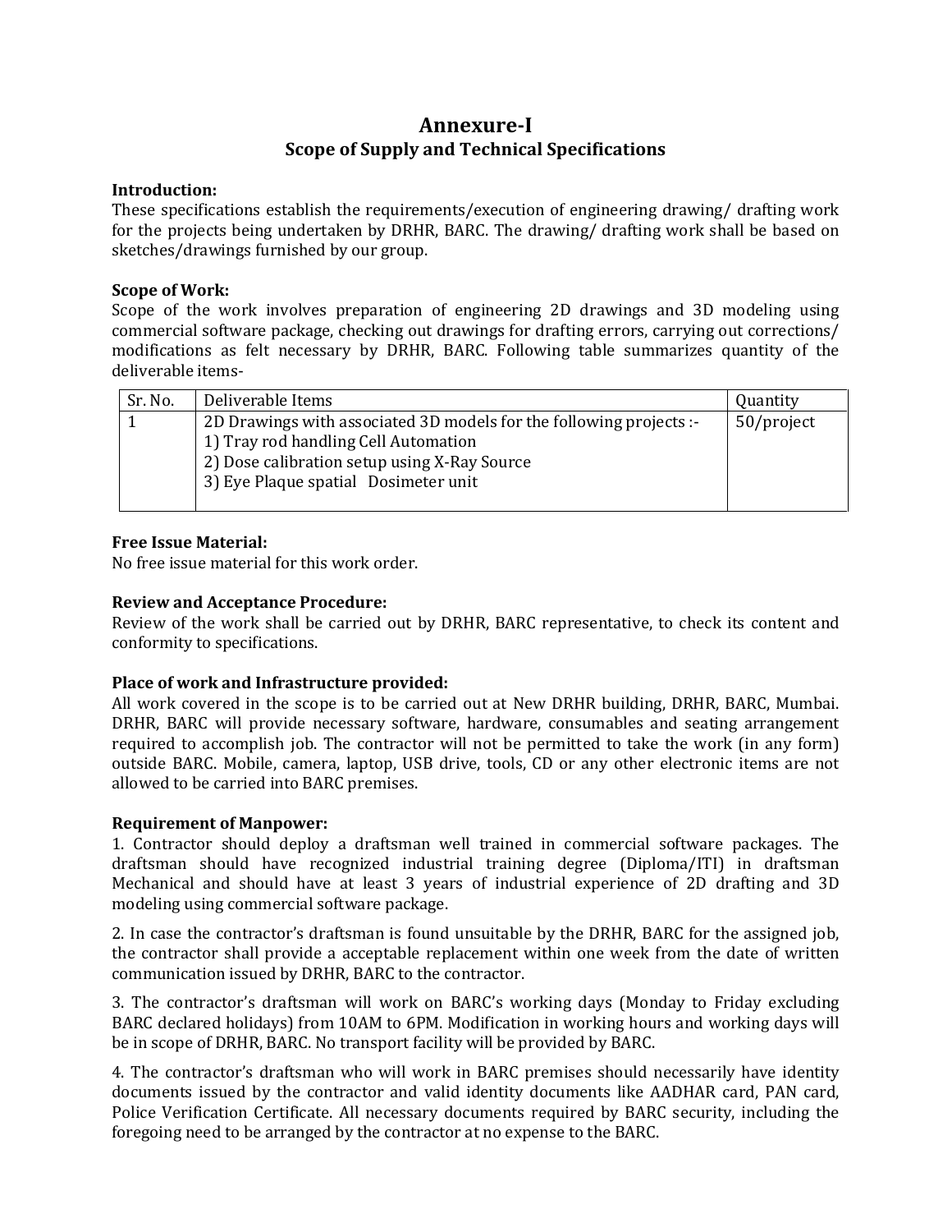# Annexure-I

## Scope of Supply and Technical Specifications

**Introduction:**
These specifications establish the requirements/execution of engineering drawing/ drafting work for the projects being undertaken by DRHR, BARC. The drawing/ drafting work shall be based on sketches/drawings furnished by our group.

**Scope of Work:**
Scope of the work involves preparation of engineering 2D drawings and 3D modeling using commercial software package, checking out drawings for drafting errors, carrying out corrections/ modifications as felt necessary by DRHR, BARC. Following table summarizes quantity of the deliverable items-

| Sr. No. | Deliverable Items | Quantity |
|---|---|---|
| 1 | 2D Drawings with associated 3D models for the following projects :-<br>1) Tray rod handling Cell Automation<br>2) Dose calibration setup using X-Ray Source<br>3) Eye Plaque spatial Dosimeter unit | 50/project |

**Free Issue Material:**
No free issue material for this work order.

**Review and Acceptance Procedure:**
Review of the work shall be carried out by DRHR, BARC representative, to check its content and conformity to specifications.

**Place of work and Infrastructure provided:**
All work covered in the scope is to be carried out at New DRHR building, DRHR, BARC, Mumbai. DRHR, BARC will provide necessary software, hardware, consumables and seating arrangement required to accomplish job. The contractor will not be permitted to take the work (in any form) outside BARC. Mobile, camera, laptop, USB drive, tools, CD or any other electronic items are not allowed to be carried into BARC premises.

**Requirement of Manpower:**

1. Contractor should deploy a draftsman well trained in commercial software packages. The draftsman should have recognized industrial training degree (Diploma/ITI) in draftsman Mechanical and should have at least 3 years of industrial experience of 2D drafting and 3D modeling using commercial software package.

2. In case the contractor's draftsman is found unsuitable by the DRHR, BARC for the assigned job, the contractor shall provide a acceptable replacement within one week from the date of written communication issued by DRHR, BARC to the contractor.

3. The contractor's draftsman will work on BARC's working days (Monday to Friday excluding BARC declared holidays) from 10AM to 6PM. Modification in working hours and working days will be in scope of DRHR, BARC. No transport facility will be provided by BARC.

4. The contractor's draftsman who will work in BARC premises should necessarily have identity documents issued by the contractor and valid identity documents like AADHAR card, PAN card, Police Verification Certificate. All necessary documents required by BARC security, including the foregoing need to be arranged by the contractor at no expense to the BARC.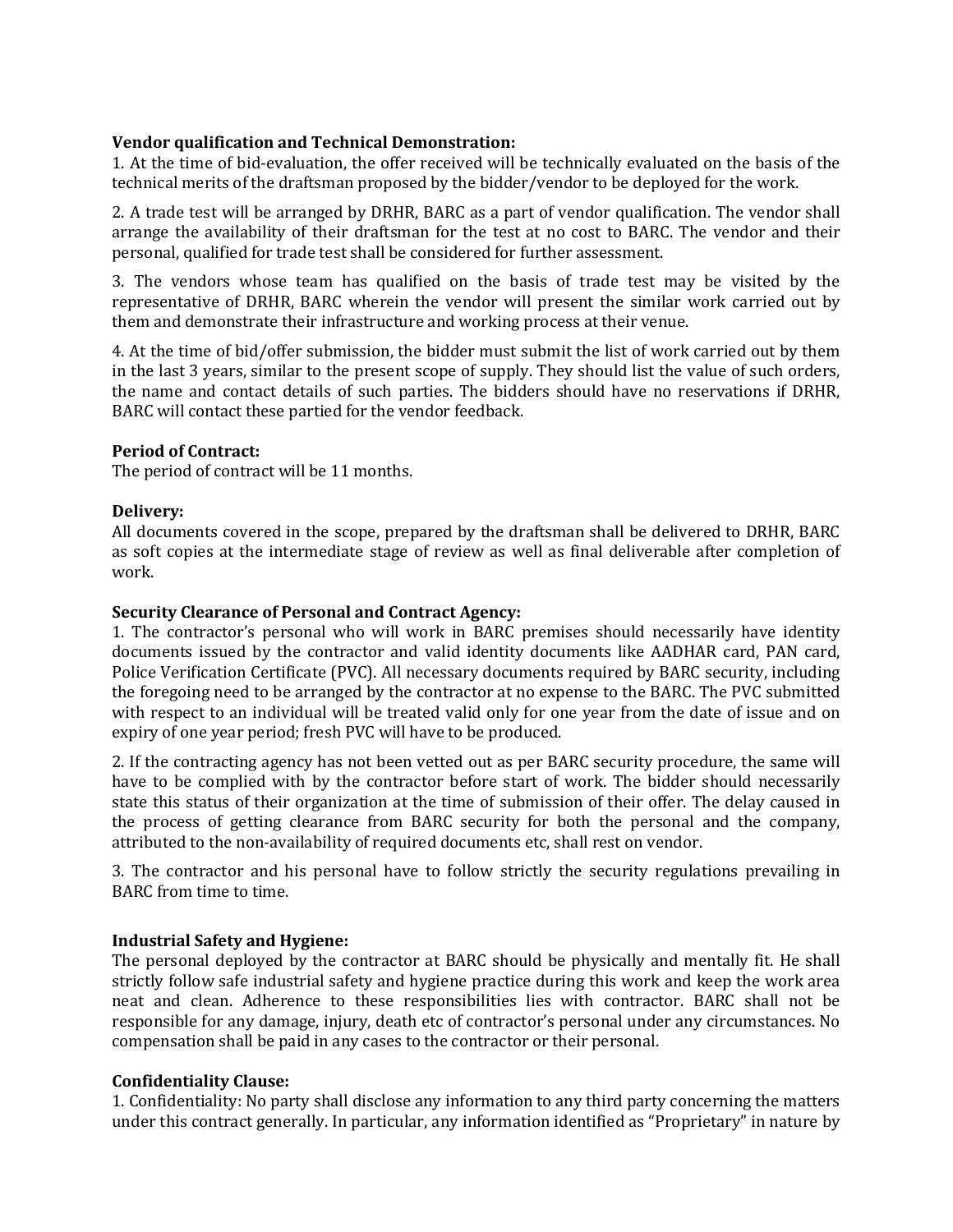**Vendor qualification and Technical Demonstration:**

1. At the time of bid-evaluation, the offer received will be technically evaluated on the basis of the technical merits of the draftsman proposed by the bidder/vendor to be deployed for the work.

2. A trade test will be arranged by DRHR, BARC as a part of vendor qualification. The vendor shall arrange the availability of their draftsman for the test at no cost to BARC. The vendor and their personal, qualified for trade test shall be considered for further assessment.

3. The vendors whose team has qualified on the basis of trade test may be visited by the representative of DRHR, BARC wherein the vendor will present the similar work carried out by them and demonstrate their infrastructure and working process at their venue.

4. At the time of bid/offer submission, the bidder must submit the list of work carried out by them in the last 3 years, similar to the present scope of supply. They should list the value of such orders, the name and contact details of such parties. The bidders should have no reservations if DRHR, BARC will contact these partied for the vendor feedback.

**Period of Contract:**

The period of contract will be 11 months.

**Delivery:**

All documents covered in the scope, prepared by the draftsman shall be delivered to DRHR, BARC as soft copies at the intermediate stage of review as well as final deliverable after completion of work.

**Security Clearance of Personal and Contract Agency:**

1. The contractor's personal who will work in BARC premises should necessarily have identity documents issued by the contractor and valid identity documents like AADHAR card, PAN card, Police Verification Certificate (PVC). All necessary documents required by BARC security, including the foregoing need to be arranged by the contractor at no expense to the BARC. The PVC submitted with respect to an individual will be treated valid only for one year from the date of issue and on expiry of one year period; fresh PVC will have to be produced.

2. If the contracting agency has not been vetted out as per BARC security procedure, the same will have to be complied with by the contractor before start of work. The bidder should necessarily state this status of their organization at the time of submission of their offer. The delay caused in the process of getting clearance from BARC security for both the personal and the company, attributed to the non-availability of required documents etc, shall rest on vendor.

3. The contractor and his personal have to follow strictly the security regulations prevailing in BARC from time to time.

**Industrial Safety and Hygiene:**

The personal deployed by the contractor at BARC should be physically and mentally fit. He shall strictly follow safe industrial safety and hygiene practice during this work and keep the work area neat and clean. Adherence to these responsibilities lies with contractor. BARC shall not be responsible for any damage, injury, death etc of contractor's personal under any circumstances. No compensation shall be paid in any cases to the contractor or their personal.

**Confidentiality Clause:**

1. Confidentiality: No party shall disclose any information to any third party concerning the matters under this contract generally. In particular, any information identified as "Proprietary" in nature by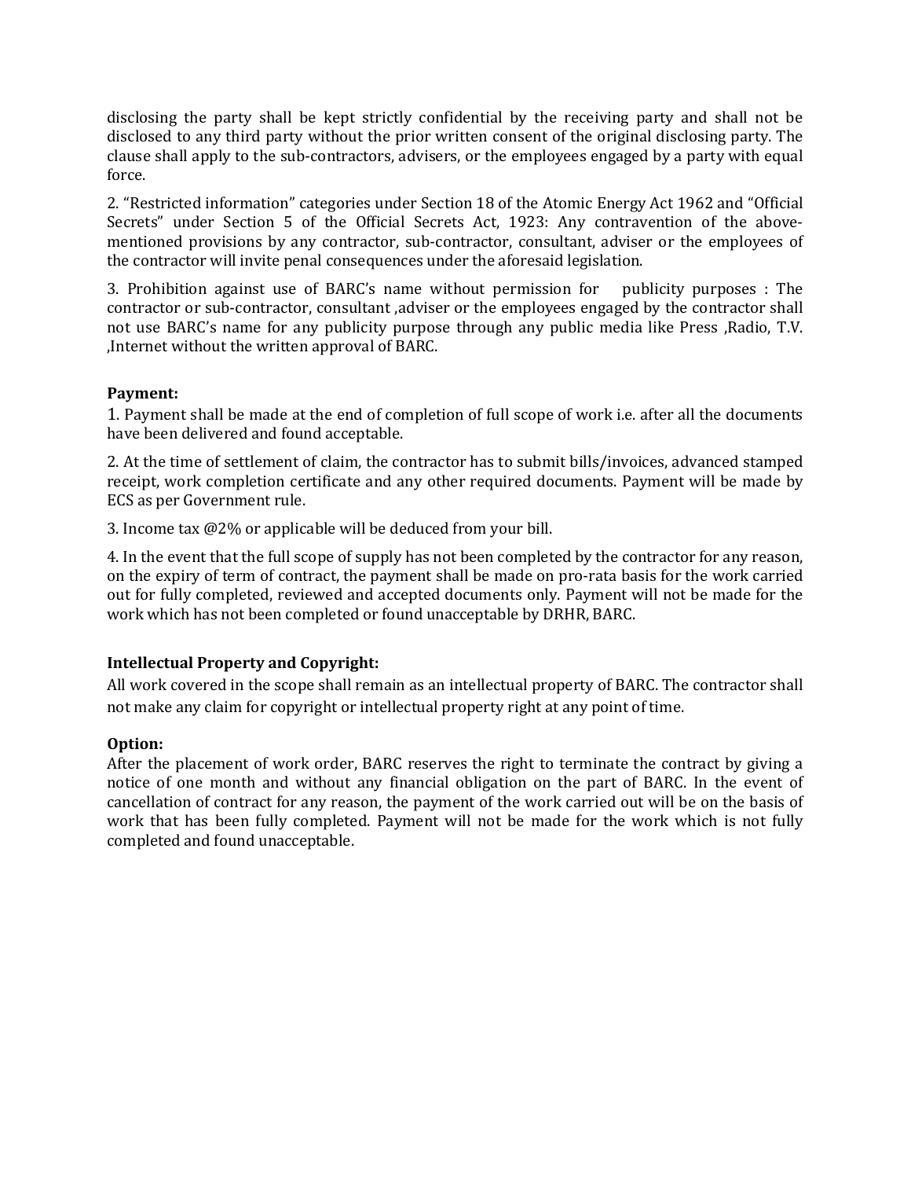disclosing the party shall be kept strictly confidential by the receiving party and shall not be disclosed to any third party without the prior written consent of the original disclosing party. The clause shall apply to the sub-contractors, advisers, or the employees engaged by a party with equal force.

2. "Restricted information" categories under Section 18 of the Atomic Energy Act 1962 and "Official Secrets" under Section 5 of the Official Secrets Act, 1923: Any contravention of the above-mentioned provisions by any contractor, sub-contractor, consultant, adviser or the employees of the contractor will invite penal consequences under the aforesaid legislation.

3. Prohibition against use of BARC's name without permission for publicity purposes : The contractor or sub-contractor, consultant ,adviser or the employees engaged by the contractor shall not use BARC's name for any publicity purpose through any public media like Press ,Radio, T.V. ,Internet without the written approval of BARC.

**Payment:**

1. Payment shall be made at the end of completion of full scope of work i.e. after all the documents have been delivered and found acceptable.

2. At the time of settlement of claim, the contractor has to submit bills/invoices, advanced stamped receipt, work completion certificate and any other required documents. Payment will be made by ECS as per Government rule.

3. Income tax @2% or applicable will be deduced from your bill.

4. In the event that the full scope of supply has not been completed by the contractor for any reason, on the expiry of term of contract, the payment shall be made on pro-rata basis for the work carried out for fully completed, reviewed and accepted documents only. Payment will not be made for the work which has not been completed or found unacceptable by DRHR, BARC.

**Intellectual Property and Copyright:**

All work covered in the scope shall remain as an intellectual property of BARC. The contractor shall not make any claim for copyright or intellectual property right at any point of time.

**Option:**

After the placement of work order, BARC reserves the right to terminate the contract by giving a notice of one month and without any financial obligation on the part of BARC. In the event of cancellation of contract for any reason, the payment of the work carried out will be on the basis of work that has been fully completed. Payment will not be made for the work which is not fully completed and found unacceptable.